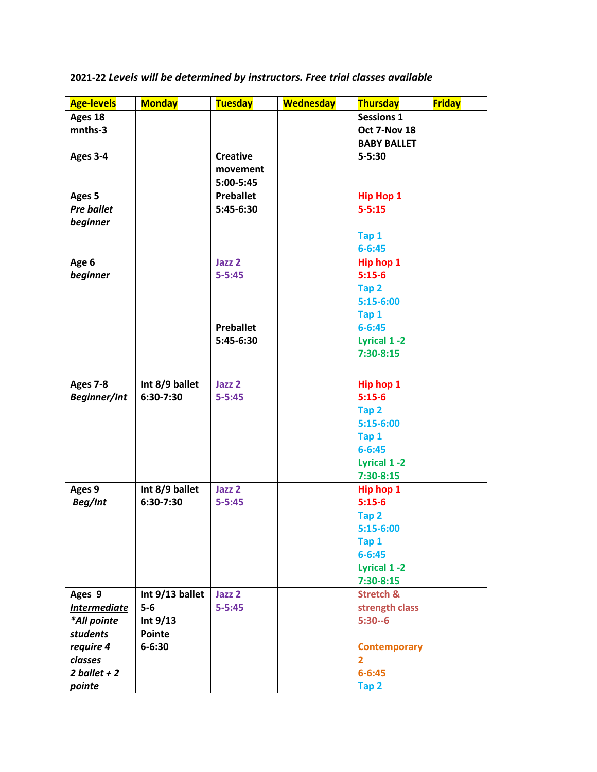2021-22 *Levels will be determined by instructors. Free trial classes available*

| Age-levels | Monday | Tuesday | Wednesday | Thursday | Friday |
|---|---|---|---|---|---|
| **Ages 18 mnths-3**<br><br>**Ages 3-4** | | **Creative movement 5:00-5:45** | | **Sessions 1 Oct 7-Nov 18 BABY BALLET 5-5:30** | |
| **Ages 5** ***Pre ballet beginner*** | | **Preballet 5:45-6:30** | | **Hip Hop 1 5-5:15**<br><br>**Tap 1 6-6:45** | |
| **Age 6** ***beginner*** | | **Jazz 2 5-5:45**<br><br>**Preballet 5:45-6:30** | | **Hip hop 1 5:15-6**<br>**Tap 2 5:15-6:00**<br>**Tap 1 6-6:45**<br>**Lyrical 1 -2 7:30-8:15** | |
| **Ages 7-8** ***Beginner/Int*** | **Int 8/9 ballet 6:30-7:30** | **Jazz 2 5-5:45** | | **Hip hop 1 5:15-6**<br>**Tap 2 5:15-6:00**<br>**Tap 1 6-6:45**<br>**Lyrical 1 -2 7:30-8:15** | |
| **Ages 9** ***Beg/Int*** | **Int 8/9 ballet 6:30-7:30** | **Jazz 2 5-5:45** | | **Hip hop 1 5:15-6**<br>**Tap 2 5:15-6:00**<br>**Tap 1 6-6:45**<br>**Lyrical 1 -2 7:30-8:15** | |
| **Ages 9** ***Intermediate*** ***\*All pointe students require 4 classes 2 ballet + 2 pointe*** | **Int 9/13 ballet 5-6**<br>**Int 9/13 Pointe 6-6:30** | **Jazz 2 5-5:45** | | **Stretch & strength class 5:30--6**<br><br>**Contemporary 2 6-6:45**<br>**Tap 2** | |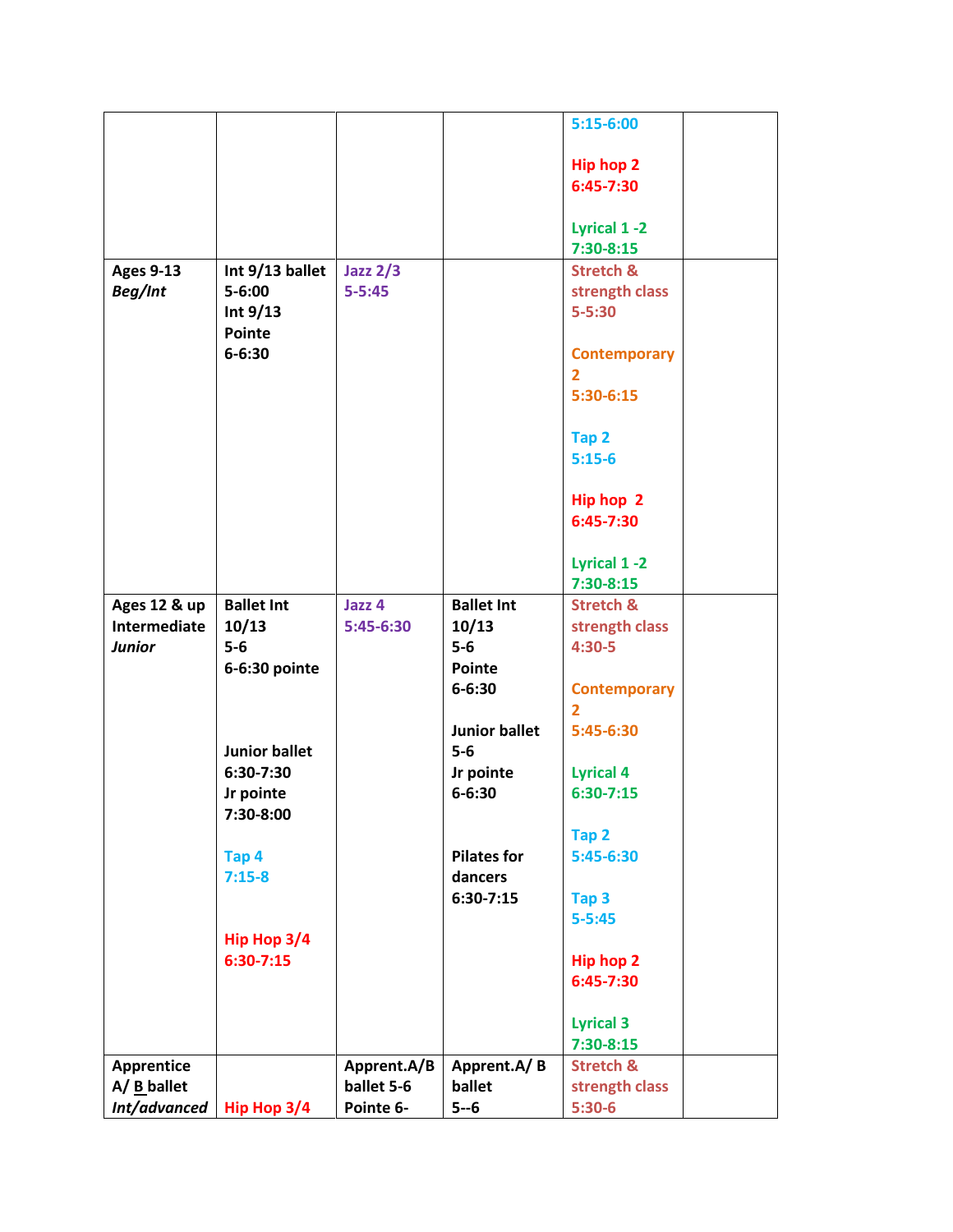| | | | | | |
|---|---|---|---|---|---|
| | | | | 5:15-6:00<br><br>Hip hop 2<br>6:45-7:30<br><br>Lyrical 1 -2<br>7:30-8:15 | |
| **Ages 9-13**<br>***Beg/Int*** | **Int 9/13 ballet**<br>**5-6:00**<br>**Int 9/13**<br>**Pointe**<br>**6-6:30** | **Jazz 2/3**<br>**5-5:45** | | **Stretch &**<br>**strength class**<br>**5-5:30**<br><br>**Contemporary**<br>**2**<br>**5:30-6:15**<br><br>**Tap 2**<br>**5:15-6**<br><br>**Hip hop 2**<br>**6:45-7:30**<br><br>**Lyrical 1 -2**<br>**7:30-8:15** | |
| **Ages 12 & up**<br>**Intermediate**<br>***Junior*** | **Ballet Int**<br>**10/13**<br>**5-6**<br>**6-6:30 pointe**<br><br>**Junior ballet**<br>**6:30-7:30**<br>**Jr pointe**<br>**7:30-8:00**<br><br>**Tap 4**<br>**7:15-8**<br><br>**Hip Hop 3/4**<br>**6:30-7:15** | **Jazz 4**<br>**5:45-6:30** | **Ballet Int**<br>**10/13**<br>**5-6**<br>**Pointe**<br>**6-6:30**<br><br>**Junior ballet**<br>**5-6**<br>**Jr pointe**<br>**6-6:30**<br><br>**Pilates for**<br>**dancers**<br>**6:30-7:15** | **Stretch &**<br>**strength class**<br>**4:30-5**<br><br>**Contemporary**<br>**2**<br>**5:45-6:30**<br><br>**Lyrical 4**<br>**6:30-7:15**<br><br>**Tap 2**<br>**5:45-6:30**<br><br>**Tap 3**<br>**5-5:45**<br><br>**Hip hop 2**<br>**6:45-7:30**<br><br>**Lyrical 3**<br>**7:30-8:15** | |
| **Apprentice**<br>**A/ B ballet**<br>***Int/advanced*** | **Hip Hop 3/4** | **Apprent.A/B**<br>**ballet 5-6**<br>**Pointe 6-** | **Apprent.A/ B**<br>**ballet**<br>**5--6** | **Stretch &**<br>**strength class**<br>**5:30-6** | |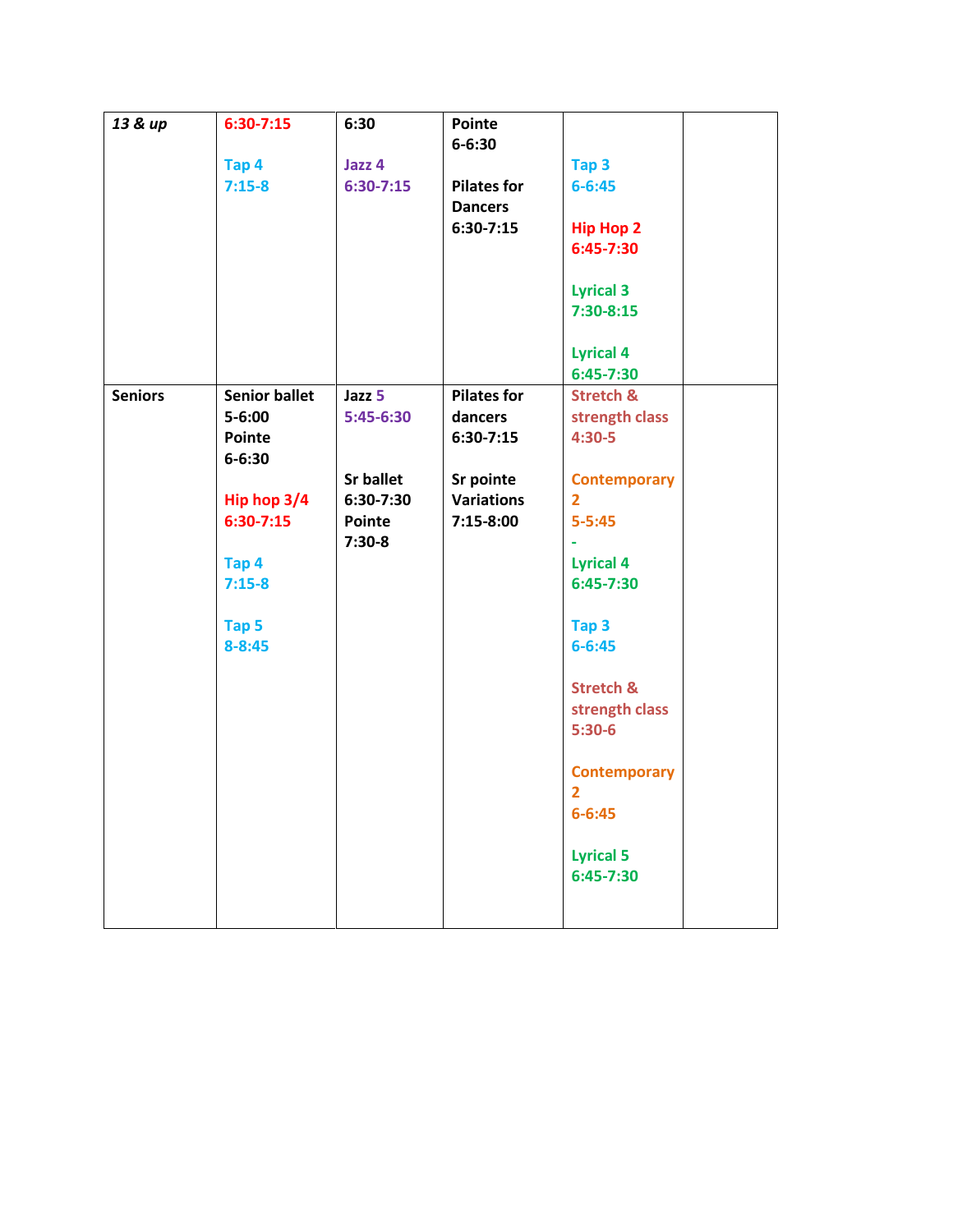| | | | | | |
|---|---|---|---|---|---|
| ***13 & up*** | **6:30-7:15**<br><br>**Tap 4**<br>**7:15-8** | **6:30**<br><br>**Jazz 4**<br>**6:30-7:15** | **Pointe**<br>**6-6:30**<br><br>**Pilates for Dancers**<br>**6:30-7:15** | **Tap 3**<br>**6-6:45**<br><br>**Hip Hop 2**<br>**6:45-7:30**<br><br>**Lyrical 3**<br>**7:30-8:15**<br><br>**Lyrical 4**<br>**6:45-7:30** | |
| **Seniors** | **Senior ballet**<br>**5-6:00**<br>**Pointe**<br>**6-6:30**<br><br>**Hip hop 3/4**<br>**6:30-7:15**<br><br>**Tap 4**<br>**7:15-8**<br><br>**Tap 5**<br>**8-8:45** | **Jazz 5**<br>**5:45-6:30**<br><br>**Sr ballet**<br>**6:30-7:30**<br>**Pointe**<br>**7:30-8** | **Pilates for dancers**<br>**6:30-7:15**<br><br>**Sr pointe Variations**<br>**7:15-8:00** | **Stretch & strength class**<br>**4:30-5**<br><br>**Contemporary 2**<br>**5-5:45**<br>**-**<br>**Lyrical 4**<br>**6:45-7:30**<br><br>**Tap 3**<br>**6-6:45**<br><br>**Stretch & strength class**<br>**5:30-6**<br><br>**Contemporary 2**<br>**6-6:45**<br><br>**Lyrical 5**<br>**6:45-7:30** | |